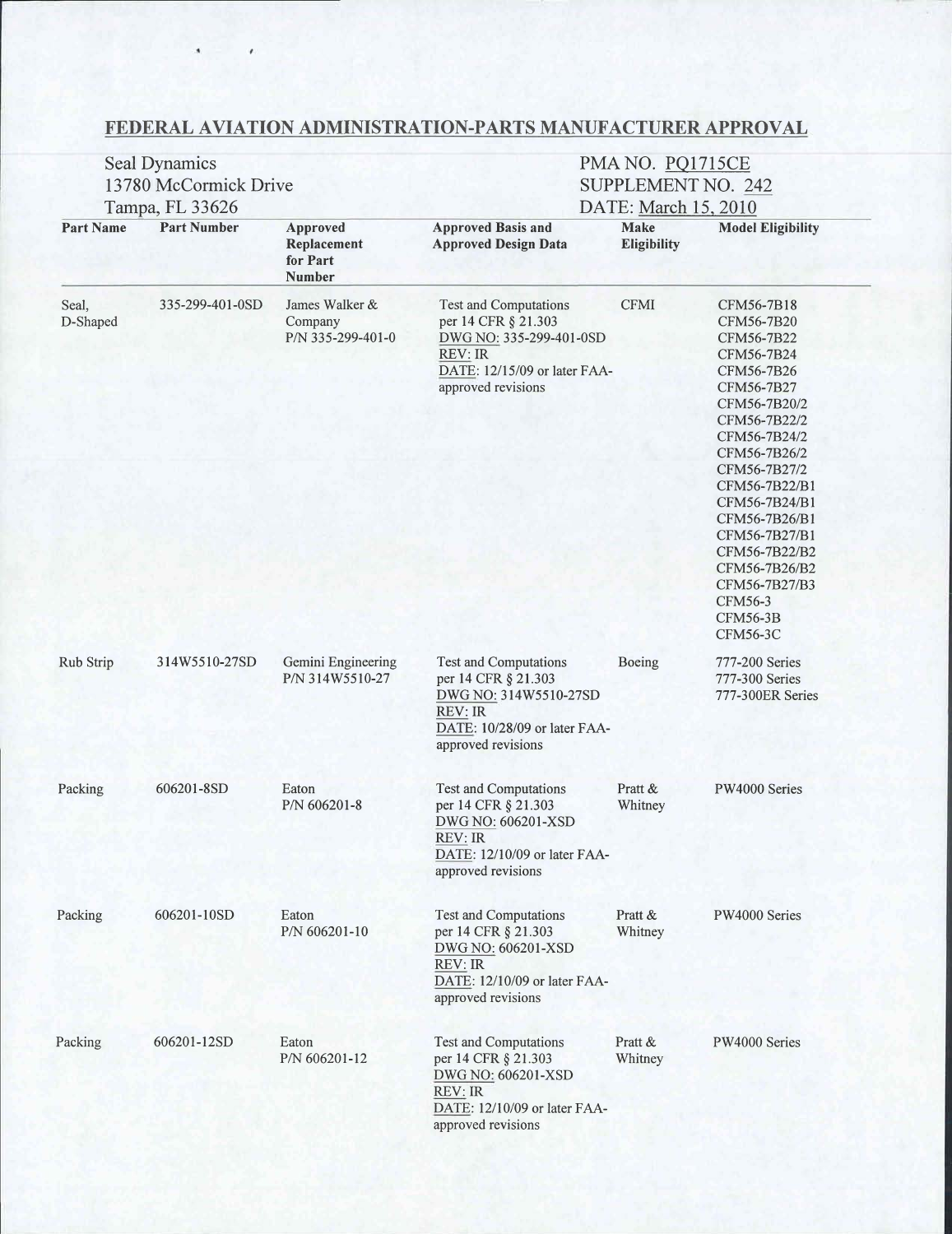# FEDERAL AVIATION ADMINISTRATION-PARTS MANUFACTURER APPROVAL

Seal Dynamics
13780 McCormick Drive
Tampa, FL 33626

PMA NO. PQ1715CE
SUPPLEMENT NO. 242
DATE: March 15, 2010

| Part Name | Part Number | Approved Replacement for Part Number | Approved Basis and Approved Design Data | Make Eligibility | Model Eligibility |
|---|---|---|---|---|---|
| Seal, D-Shaped | 335-299-401-0SD | James Walker & Company P/N 335-299-401-0 | Test and Computations per 14 CFR § 21.303 DWG NO: 335-299-401-0SD REV: IR DATE: 12/15/09 or later FAA-approved revisions | CFMI | CFM56-7B18 CFM56-7B20 CFM56-7B22 CFM56-7B24 CFM56-7B26 CFM56-7B27 CFM56-7B20/2 CFM56-7B22/2 CFM56-7B24/2 CFM56-7B26/2 CFM56-7B27/2 CFM56-7B22/B1 CFM56-7B24/B1 CFM56-7B26/B1 CFM56-7B27/B1 CFM56-7B22/B2 CFM56-7B26/B2 CFM56-7B27/B3 CFM56-3 CFM56-3B CFM56-3C |
| Rub Strip | 314W5510-27SD | Gemini Engineering P/N 314W5510-27 | Test and Computations per 14 CFR § 21.303 DWG NO: 314W5510-27SD REV: IR DATE: 10/28/09 or later FAA-approved revisions | Boeing | 777-200 Series 777-300 Series 777-300ER Series |
| Packing | 606201-8SD | Eaton P/N 606201-8 | Test and Computations per 14 CFR § 21.303 DWG NO: 606201-XSD REV: IR DATE: 12/10/09 or later FAA-approved revisions | Pratt & Whitney | PW4000 Series |
| Packing | 606201-10SD | Eaton P/N 606201-10 | Test and Computations per 14 CFR § 21.303 DWG NO: 606201-XSD REV: IR DATE: 12/10/09 or later FAA-approved revisions | Pratt & Whitney | PW4000 Series |
| Packing | 606201-12SD | Eaton P/N 606201-12 | Test and Computations per 14 CFR § 21.303 DWG NO: 606201-XSD REV: IR DATE: 12/10/09 or later FAA-approved revisions | Pratt & Whitney | PW4000 Series |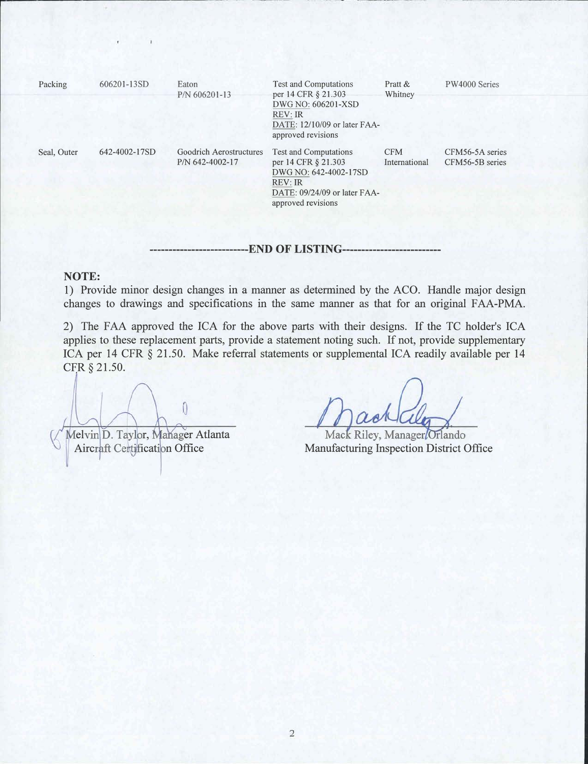| | | | | | |
|---|---|---|---|---|---|
| Packing | 606201-13SD | Eaton P/N 606201-13 | Test and Computations per 14 CFR § 21.303 DWG NO: 606201-XSD REV: IR DATE: 12/10/09 or later FAA-approved revisions | Pratt & Whitney | PW4000 Series |
| Seal, Outer | 642-4002-17SD | Goodrich Aerostructures P/N 642-4002-17 | Test and Computations per 14 CFR § 21.303 DWG NO: 642-4002-17SD REV: IR DATE: 09/24/09 or later FAA-approved revisions | CFM International | CFM56-5A series CFM56-5B series |

**-------------------------END OF LISTING-------------------------**

**NOTE:**

1) Provide minor design changes in a manner as determined by the ACO. Handle major design changes to drawings and specifications in the same manner as that for an original FAA-PMA.

2) The FAA approved the ICA for the above parts with their designs. If the TC holder's ICA applies to these replacement parts, provide a statement noting such. If not, provide supplementary ICA per 14 CFR § 21.50. Make referral statements or supplemental ICA readily available per 14 CFR § 21.50.

Melvin D. Taylor, Manager Atlanta Aircraft Certification Office

Mack Riley, Manager Orlando Manufacturing Inspection District Office